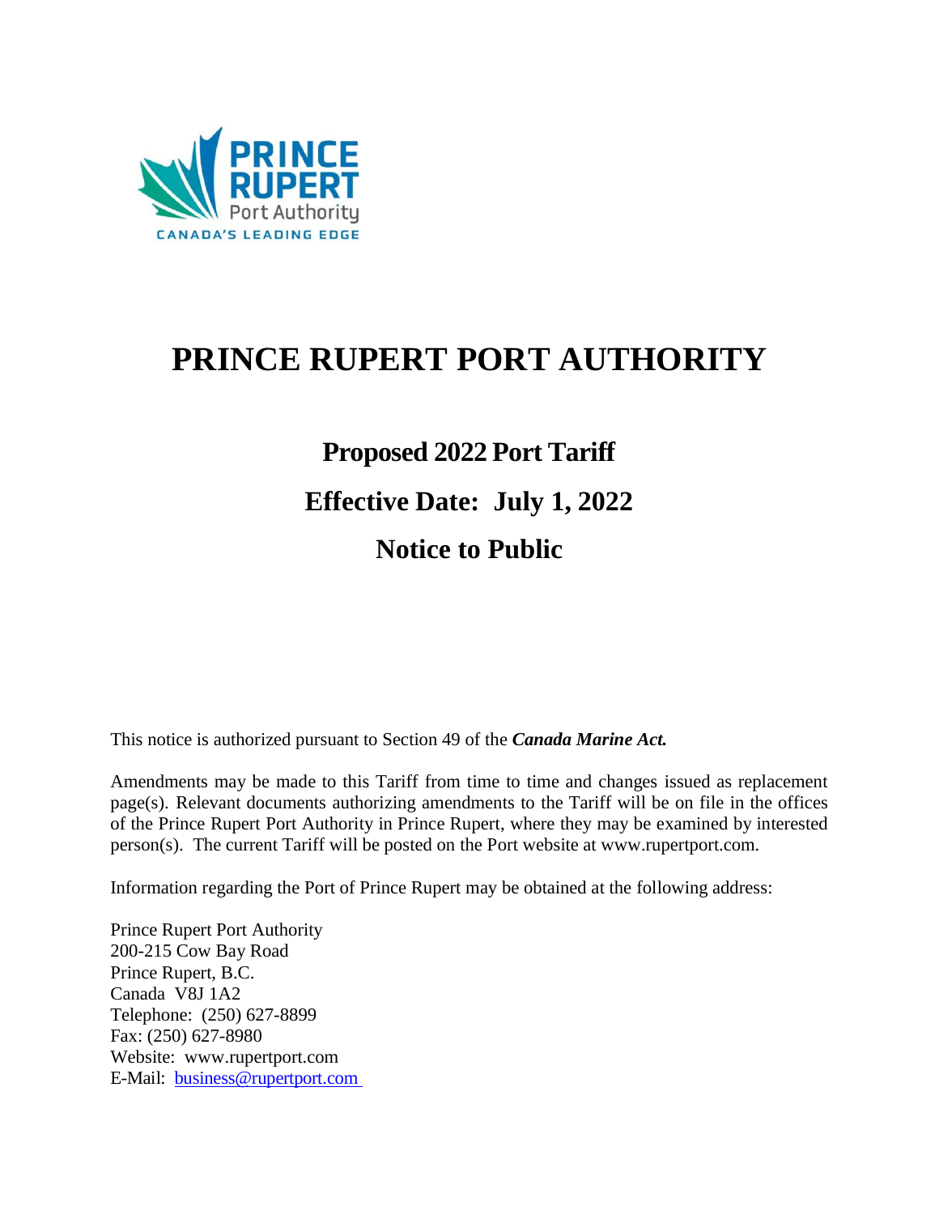# PRINCE RUPERT PORT AUTHORITY

## Proposed 2022 Port Tariff

## Effective Date: July 1, 2022

## Notice to Public

This notice is authorized pursuant to Section 49 of the ***Canada Marine Act.***

Amendments may be made to this Tariff from time to time and changes issued as replacement page(s). Relevant documents authorizing amendments to the Tariff will be on file in the offices of the Prince Rupert Port Authority in Prince Rupert, where they may be examined by interested person(s). The current Tariff will be posted on the Port website at www.rupertport.com.

Information regarding the Port of Prince Rupert may be obtained at the following address:

Prince Rupert Port Authority
200-215 Cow Bay Road
Prince Rupert, B.C.
Canada V8J 1A2
Telephone: (250) 627-8899
Fax: (250) 627-8980
Website: www.rupertport.com
E-Mail: business@rupertport.com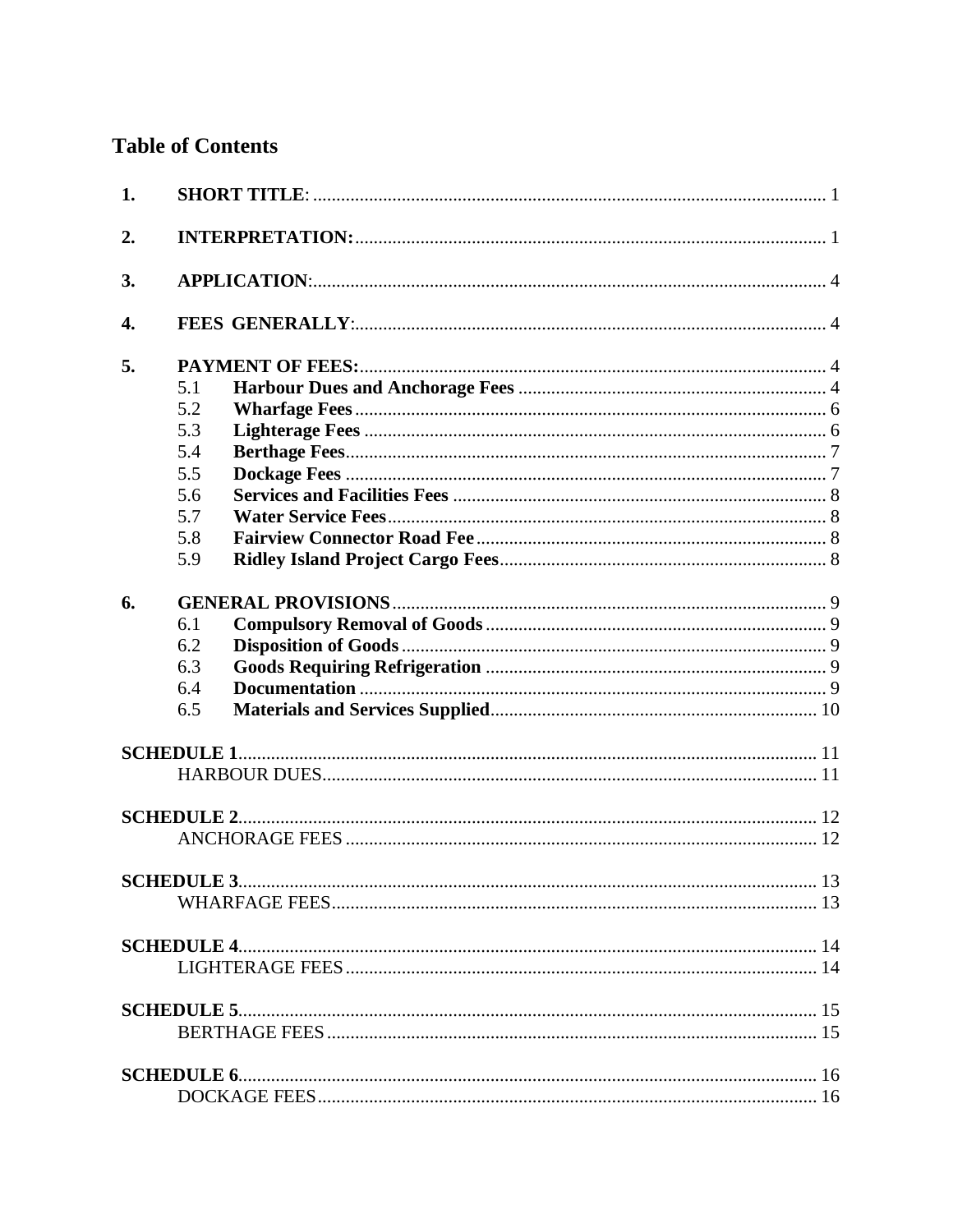## Table of Contents

| | | | |
|---|---|---|---|
| **1.** | **SHORT TITLE**: | | 1 |
| **2.** | **INTERPRETATION:** | | 1 |
| **3.** | **APPLICATION**: | | 4 |
| **4.** | **FEES GENERALLY**: | | 4 |
| **5.** | **PAYMENT OF FEES:** | | 4 |
| | 5.1 | **Harbour Dues and Anchorage Fees** | 4 |
| | 5.2 | **Wharfage Fees** | 6 |
| | 5.3 | **Lighterage Fees** | 6 |
| | 5.4 | **Berthage Fees** | 7 |
| | 5.5 | **Dockage Fees** | 7 |
| | 5.6 | **Services and Facilities Fees** | 8 |
| | 5.7 | **Water Service Fees** | 8 |
| | 5.8 | **Fairview Connector Road Fee** | 8 |
| | 5.9 | **Ridley Island Project Cargo Fees** | 8 |
| **6.** | **GENERAL PROVISIONS** | | 9 |
| | 6.1 | **Compulsory Removal of Goods** | 9 |
| | 6.2 | **Disposition of Goods** | 9 |
| | 6.3 | **Goods Requiring Refrigeration** | 9 |
| | 6.4 | **Documentation** | 9 |
| | 6.5 | **Materials and Services Supplied** | 10 |
| **SCHEDULE 1** | | | 11 |
| | HARBOUR DUES | | 11 |
| **SCHEDULE 2** | | | 12 |
| | ANCHORAGE FEES | | 12 |
| **SCHEDULE 3** | | | 13 |
| | WHARFAGE FEES | | 13 |
| **SCHEDULE 4** | | | 14 |
| | LIGHTERAGE FEES | | 14 |
| **SCHEDULE 5** | | | 15 |
| | BERTHAGE FEES | | 15 |
| **SCHEDULE 6** | | | 16 |
| | DOCKAGE FEES | | 16 |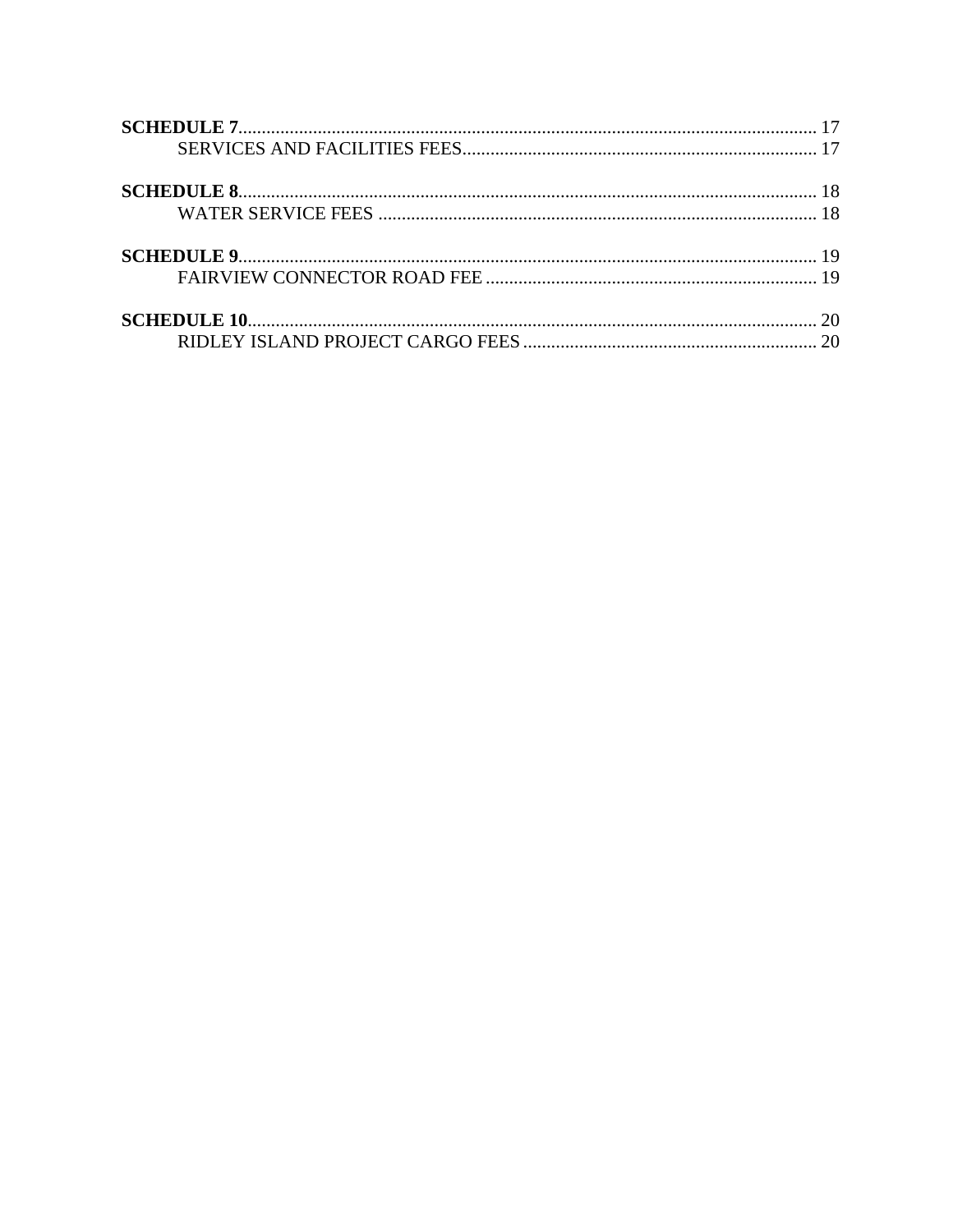**SCHEDULE 7** ... 17
SERVICES AND FACILITIES FEES ... 17

**SCHEDULE 8** ... 18
WATER SERVICE FEES ... 18

**SCHEDULE 9** ... 19
FAIRVIEW CONNECTOR ROAD FEE ... 19

**SCHEDULE 10** ... 20
RIDLEY ISLAND PROJECT CARGO FEES ... 20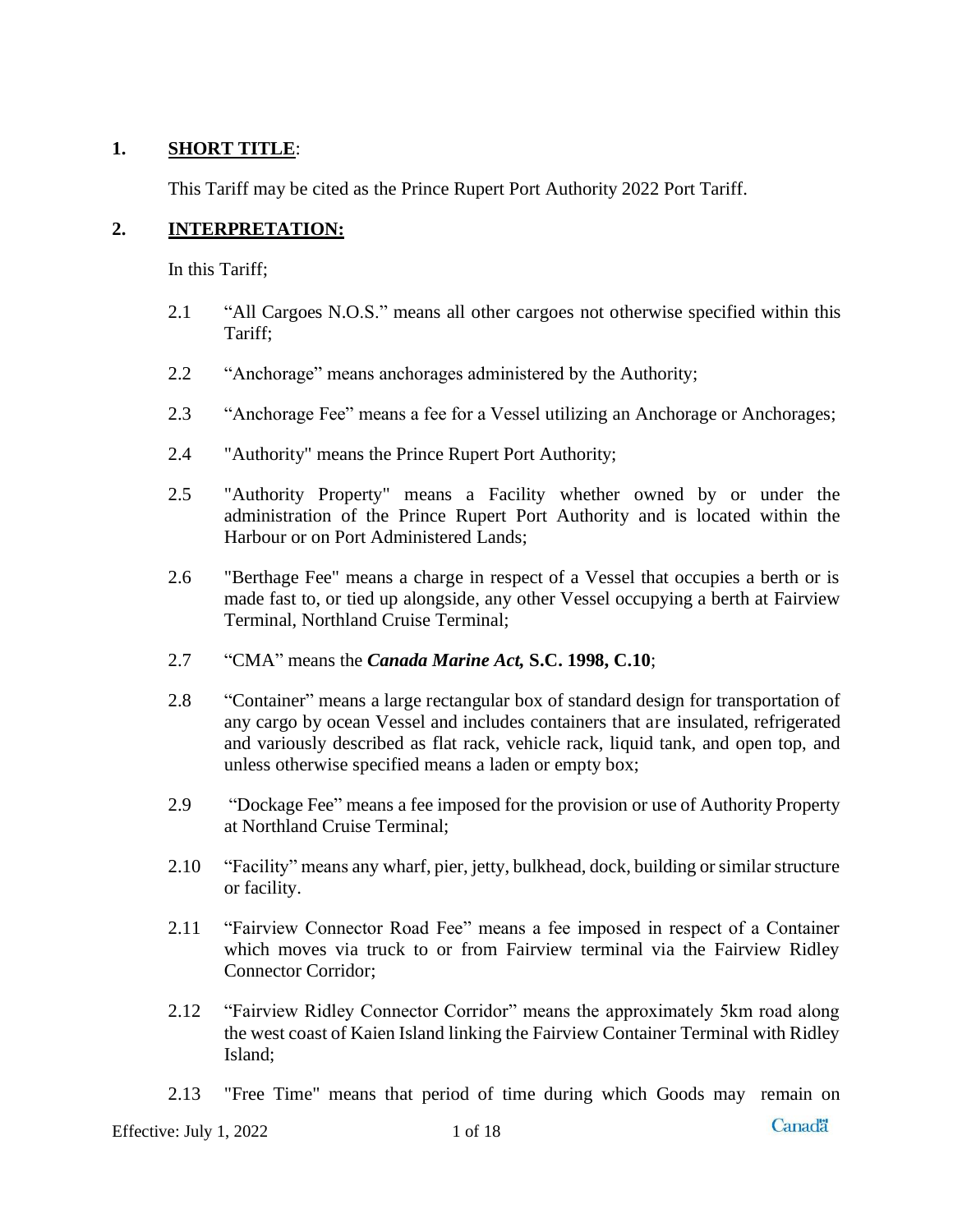## 1. **SHORT TITLE**:

This Tariff may be cited as the Prince Rupert Port Authority 2022 Port Tariff.

## 2. **INTERPRETATION:**

In this Tariff;

2.1 “All Cargoes N.O.S.” means all other cargoes not otherwise specified within this Tariff;

2.2 “Anchorage” means anchorages administered by the Authority;

2.3 “Anchorage Fee” means a fee for a Vessel utilizing an Anchorage or Anchorages;

2.4 "Authority" means the Prince Rupert Port Authority;

2.5 "Authority Property" means a Facility whether owned by or under the administration of the Prince Rupert Port Authority and is located within the Harbour or on Port Administered Lands;

2.6 "Berthage Fee" means a charge in respect of a Vessel that occupies a berth or is made fast to, or tied up alongside, any other Vessel occupying a berth at Fairview Terminal, Northland Cruise Terminal;

2.7 “CMA” means the ***Canada Marine Act,* S.C. 1998, C.10**;

2.8 “Container” means a large rectangular box of standard design for transportation of any cargo by ocean Vessel and includes containers that are insulated, refrigerated and variously described as flat rack, vehicle rack, liquid tank, and open top, and unless otherwise specified means a laden or empty box;

2.9 “Dockage Fee” means a fee imposed for the provision or use of Authority Property at Northland Cruise Terminal;

2.10 “Facility” means any wharf, pier, jetty, bulkhead, dock, building or similar structure or facility.

2.11 “Fairview Connector Road Fee” means a fee imposed in respect of a Container which moves via truck to or from Fairview terminal via the Fairview Ridley Connector Corridor;

2.12 “Fairview Ridley Connector Corridor” means the approximately 5km road along the west coast of Kaien Island linking the Fairview Container Terminal with Ridley Island;

2.13 "Free Time" means that period of time during which Goods may remain on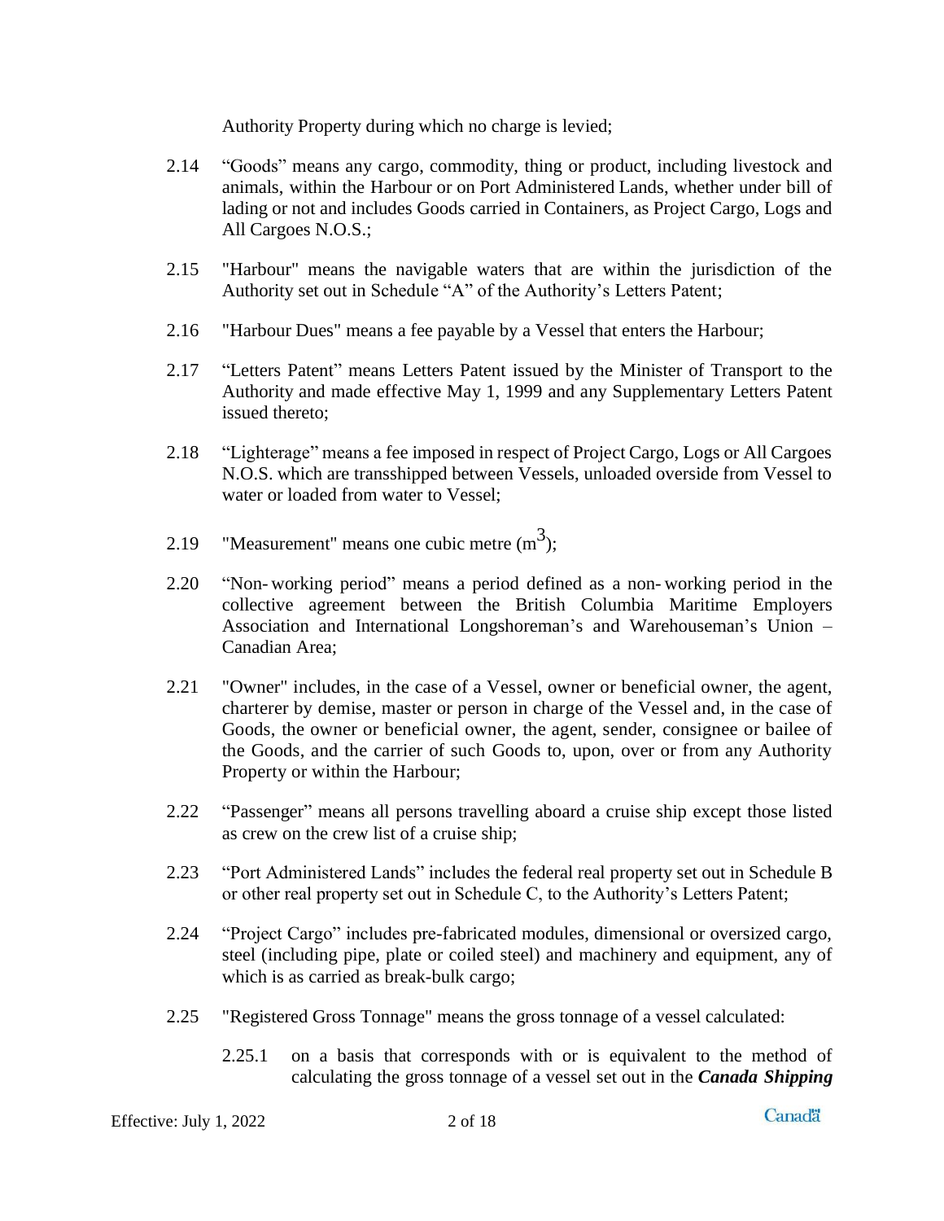Authority Property during which no charge is levied;

2.14 "Goods" means any cargo, commodity, thing or product, including livestock and animals, within the Harbour or on Port Administered Lands, whether under bill of lading or not and includes Goods carried in Containers, as Project Cargo, Logs and All Cargoes N.O.S.;

2.15 "Harbour" means the navigable waters that are within the jurisdiction of the Authority set out in Schedule "A" of the Authority's Letters Patent;

2.16 "Harbour Dues" means a fee payable by a Vessel that enters the Harbour;

2.17 "Letters Patent" means Letters Patent issued by the Minister of Transport to the Authority and made effective May 1, 1999 and any Supplementary Letters Patent issued thereto;

2.18 "Lighterage" means a fee imposed in respect of Project Cargo, Logs or All Cargoes N.O.S. which are transshipped between Vessels, unloaded overside from Vessel to water or loaded from water to Vessel;

2.19 "Measurement" means one cubic metre ($m^3$);

2.20 "Non- working period" means a period defined as a non- working period in the collective agreement between the British Columbia Maritime Employers Association and International Longshoreman's and Warehouseman's Union – Canadian Area;

2.21 "Owner" includes, in the case of a Vessel, owner or beneficial owner, the agent, charterer by demise, master or person in charge of the Vessel and, in the case of Goods, the owner or beneficial owner, the agent, sender, consignee or bailee of the Goods, and the carrier of such Goods to, upon, over or from any Authority Property or within the Harbour;

2.22 "Passenger" means all persons travelling aboard a cruise ship except those listed as crew on the crew list of a cruise ship;

2.23 "Port Administered Lands" includes the federal real property set out in Schedule B or other real property set out in Schedule C, to the Authority's Letters Patent;

2.24 "Project Cargo" includes pre-fabricated modules, dimensional or oversized cargo, steel (including pipe, plate or coiled steel) and machinery and equipment, any of which is as carried as break-bulk cargo;

2.25 "Registered Gross Tonnage" means the gross tonnage of a vessel calculated:

2.25.1 on a basis that corresponds with or is equivalent to the method of calculating the gross tonnage of a vessel set out in the ***Canada Shipping***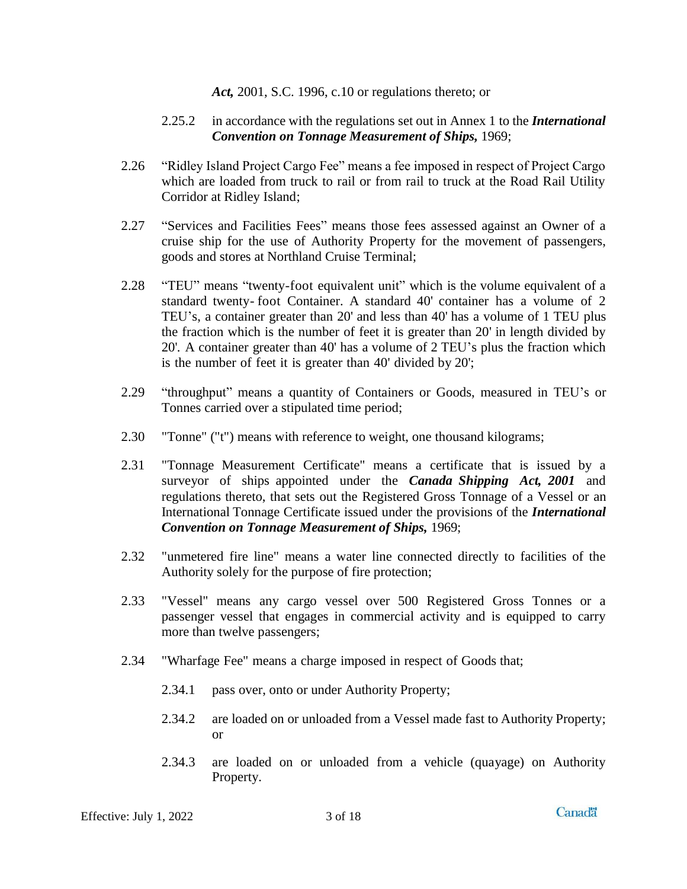*Act,* 2001, S.C. 1996, c.10 or regulations thereto; or

2.25.2 in accordance with the regulations set out in Annex 1 to the ***International Convention on Tonnage Measurement of Ships,*** 1969;

2.26 "Ridley Island Project Cargo Fee" means a fee imposed in respect of Project Cargo which are loaded from truck to rail or from rail to truck at the Road Rail Utility Corridor at Ridley Island;

2.27 "Services and Facilities Fees" means those fees assessed against an Owner of a cruise ship for the use of Authority Property for the movement of passengers, goods and stores at Northland Cruise Terminal;

2.28 "TEU" means "twenty-foot equivalent unit" which is the volume equivalent of a standard twenty- foot Container. A standard 40' container has a volume of 2 TEU's, a container greater than 20' and less than 40' has a volume of 1 TEU plus the fraction which is the number of feet it is greater than 20' in length divided by 20'. A container greater than 40' has a volume of 2 TEU's plus the fraction which is the number of feet it is greater than 40' divided by 20';

2.29 "throughput" means a quantity of Containers or Goods, measured in TEU's or Tonnes carried over a stipulated time period;

2.30 "Tonne" ("t") means with reference to weight, one thousand kilograms;

2.31 "Tonnage Measurement Certificate" means a certificate that is issued by a surveyor of ships appointed under the ***Canada Shipping Act, 2001*** and regulations thereto, that sets out the Registered Gross Tonnage of a Vessel or an International Tonnage Certificate issued under the provisions of the ***International Convention on Tonnage Measurement of Ships,*** 1969;

2.32 "unmetered fire line" means a water line connected directly to facilities of the Authority solely for the purpose of fire protection;

2.33 "Vessel" means any cargo vessel over 500 Registered Gross Tonnes or a passenger vessel that engages in commercial activity and is equipped to carry more than twelve passengers;

2.34 "Wharfage Fee" means a charge imposed in respect of Goods that;

2.34.1 pass over, onto or under Authority Property;

2.34.2 are loaded on or unloaded from a Vessel made fast to Authority Property; or

2.34.3 are loaded on or unloaded from a vehicle (quayage) on Authority Property.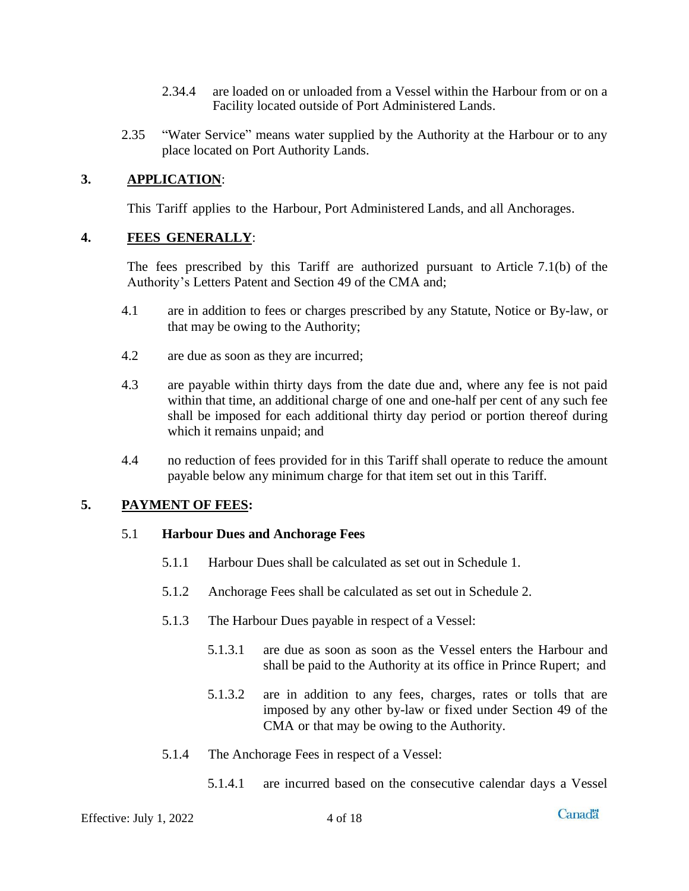2.34.4 are loaded on or unloaded from a Vessel within the Harbour from or on a Facility located outside of Port Administered Lands.

2.35 "Water Service" means water supplied by the Authority at the Harbour or to any place located on Port Authority Lands.

## 3. APPLICATION:

This Tariff applies to the Harbour, Port Administered Lands, and all Anchorages.

## 4. FEES GENERALLY:

The fees prescribed by this Tariff are authorized pursuant to Article 7.1(b) of the Authority's Letters Patent and Section 49 of the CMA and;

4.1 are in addition to fees or charges prescribed by any Statute, Notice or By-law, or that may be owing to the Authority;

4.2 are due as soon as they are incurred;

4.3 are payable within thirty days from the date due and, where any fee is not paid within that time, an additional charge of one and one-half per cent of any such fee shall be imposed for each additional thirty day period or portion thereof during which it remains unpaid; and

4.4 no reduction of fees provided for in this Tariff shall operate to reduce the amount payable below any minimum charge for that item set out in this Tariff.

## 5. PAYMENT OF FEES:

### 5.1 Harbour Dues and Anchorage Fees

5.1.1 Harbour Dues shall be calculated as set out in Schedule 1.

5.1.2 Anchorage Fees shall be calculated as set out in Schedule 2.

5.1.3 The Harbour Dues payable in respect of a Vessel:

5.1.3.1 are due as soon as soon as the Vessel enters the Harbour and shall be paid to the Authority at its office in Prince Rupert; and

5.1.3.2 are in addition to any fees, charges, rates or tolls that are imposed by any other by-law or fixed under Section 49 of the CMA or that may be owing to the Authority.

5.1.4 The Anchorage Fees in respect of a Vessel:

5.1.4.1 are incurred based on the consecutive calendar days a Vessel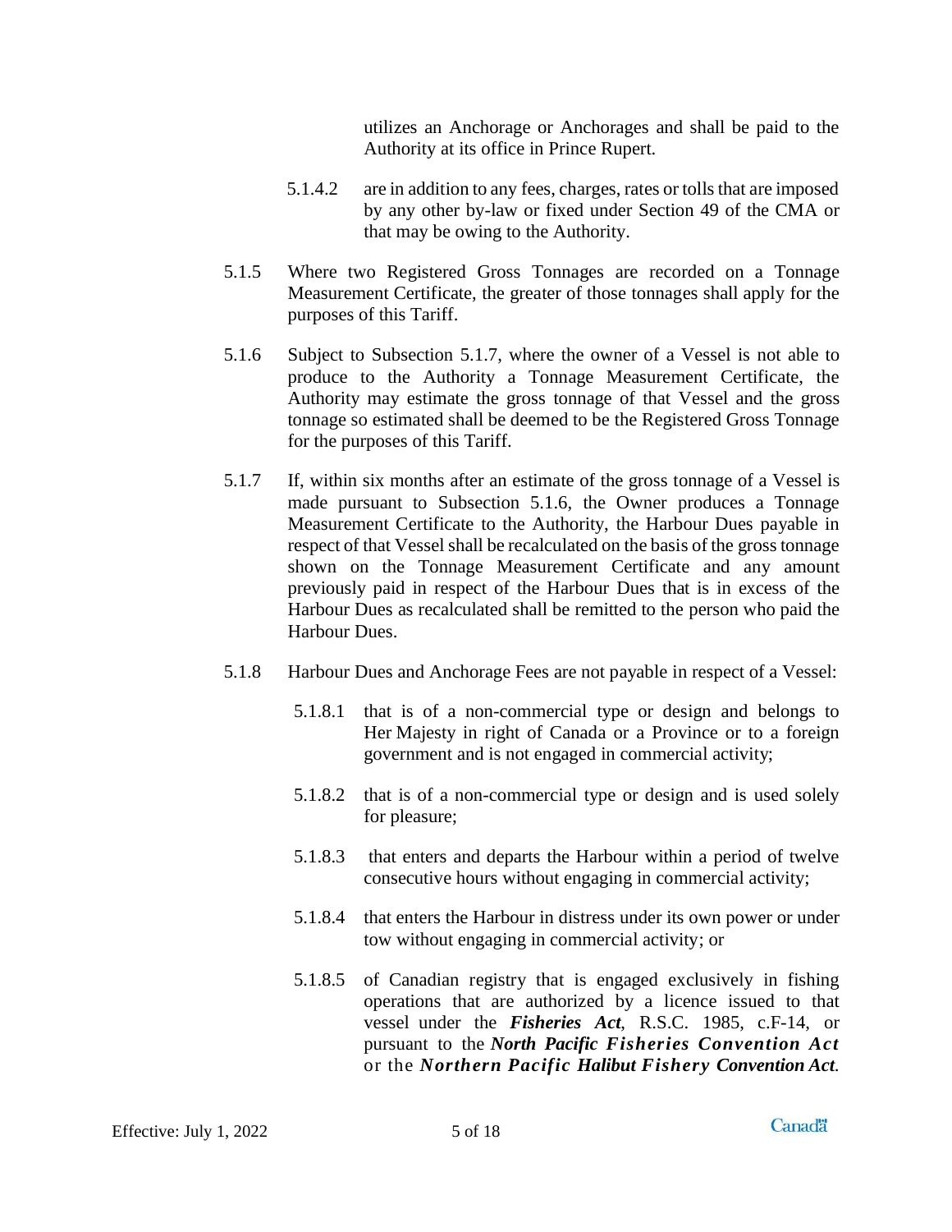utilizes an Anchorage or Anchorages and shall be paid to the Authority at its office in Prince Rupert.

5.1.4.2 are in addition to any fees, charges, rates or tolls that are imposed by any other by-law or fixed under Section 49 of the CMA or that may be owing to the Authority.

5.1.5 Where two Registered Gross Tonnages are recorded on a Tonnage Measurement Certificate, the greater of those tonnages shall apply for the purposes of this Tariff.

5.1.6 Subject to Subsection 5.1.7, where the owner of a Vessel is not able to produce to the Authority a Tonnage Measurement Certificate, the Authority may estimate the gross tonnage of that Vessel and the gross tonnage so estimated shall be deemed to be the Registered Gross Tonnage for the purposes of this Tariff.

5.1.7 If, within six months after an estimate of the gross tonnage of a Vessel is made pursuant to Subsection 5.1.6, the Owner produces a Tonnage Measurement Certificate to the Authority, the Harbour Dues payable in respect of that Vessel shall be recalculated on the basis of the gross tonnage shown on the Tonnage Measurement Certificate and any amount previously paid in respect of the Harbour Dues that is in excess of the Harbour Dues as recalculated shall be remitted to the person who paid the Harbour Dues.

5.1.8 Harbour Dues and Anchorage Fees are not payable in respect of a Vessel:

5.1.8.1 that is of a non-commercial type or design and belongs to Her Majesty in right of Canada or a Province or to a foreign government and is not engaged in commercial activity;

5.1.8.2 that is of a non-commercial type or design and is used solely for pleasure;

5.1.8.3 that enters and departs the Harbour within a period of twelve consecutive hours without engaging in commercial activity;

5.1.8.4 that enters the Harbour in distress under its own power or under tow without engaging in commercial activity; or

5.1.8.5 of Canadian registry that is engaged exclusively in fishing operations that are authorized by a licence issued to that vessel under the ***Fisheries Act***, R.S.C. 1985, c.F-14, or pursuant to the ***North Pacific Fisheries Convention Act*** or the ***Northern Pacific Halibut Fishery Convention Act***.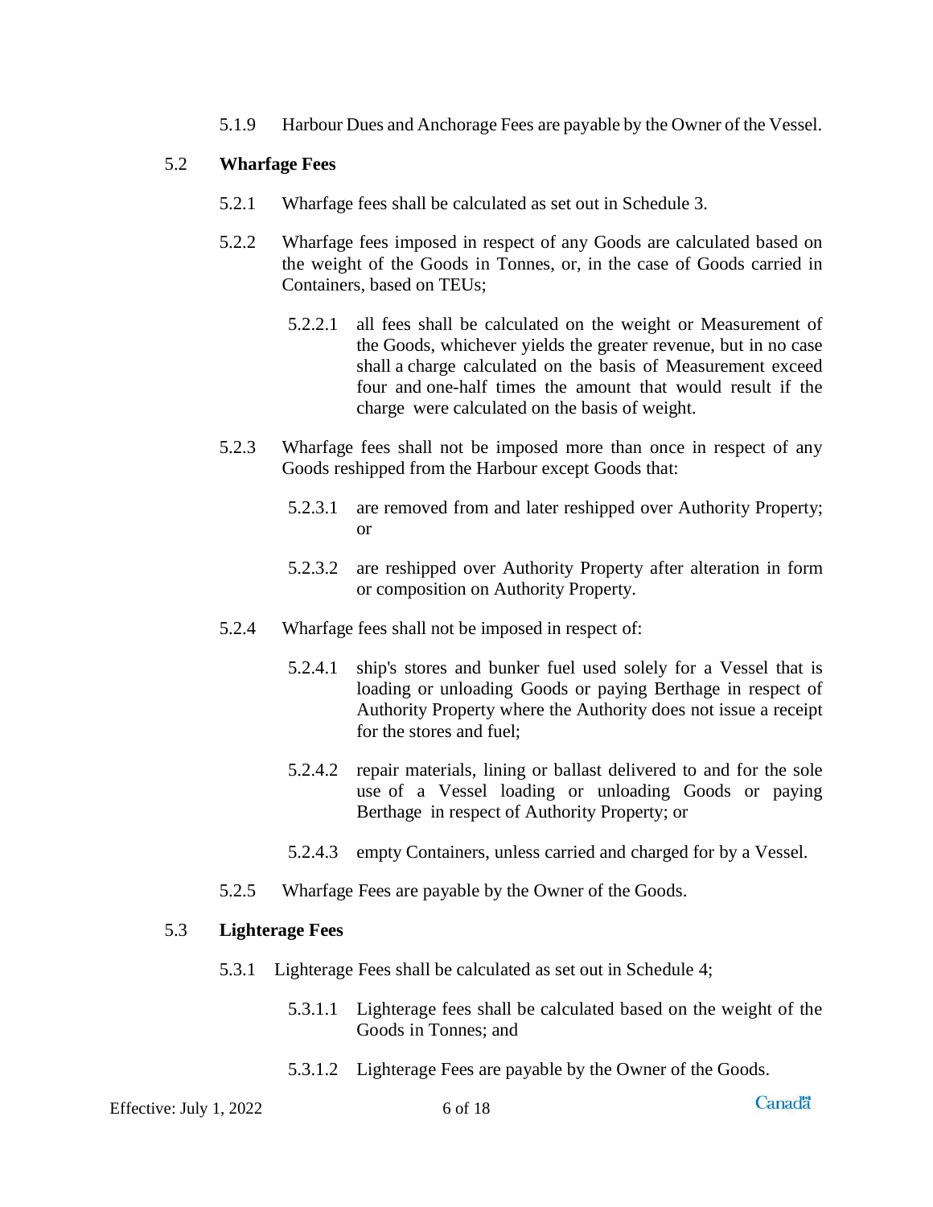5.1.9 Harbour Dues and Anchorage Fees are payable by the Owner of the Vessel.

## 5.2 Wharfage Fees

5.2.1 Wharfage fees shall be calculated as set out in Schedule 3.

5.2.2 Wharfage fees imposed in respect of any Goods are calculated based on the weight of the Goods in Tonnes, or, in the case of Goods carried in Containers, based on TEUs;

5.2.2.1 all fees shall be calculated on the weight or Measurement of the Goods, whichever yields the greater revenue, but in no case shall a charge calculated on the basis of Measurement exceed four and one-half times the amount that would result if the charge were calculated on the basis of weight.

5.2.3 Wharfage fees shall not be imposed more than once in respect of any Goods reshipped from the Harbour except Goods that:

5.2.3.1 are removed from and later reshipped over Authority Property; or

5.2.3.2 are reshipped over Authority Property after alteration in form or composition on Authority Property.

5.2.4 Wharfage fees shall not be imposed in respect of:

5.2.4.1 ship's stores and bunker fuel used solely for a Vessel that is loading or unloading Goods or paying Berthage in respect of Authority Property where the Authority does not issue a receipt for the stores and fuel;

5.2.4.2 repair materials, lining or ballast delivered to and for the sole use of a Vessel loading or unloading Goods or paying Berthage in respect of Authority Property; or

5.2.4.3 empty Containers, unless carried and charged for by a Vessel.

5.2.5 Wharfage Fees are payable by the Owner of the Goods.

## 5.3 Lighterage Fees

5.3.1 Lighterage Fees shall be calculated as set out in Schedule 4;

5.3.1.1 Lighterage fees shall be calculated based on the weight of the Goods in Tonnes; and

5.3.1.2 Lighterage Fees are payable by the Owner of the Goods.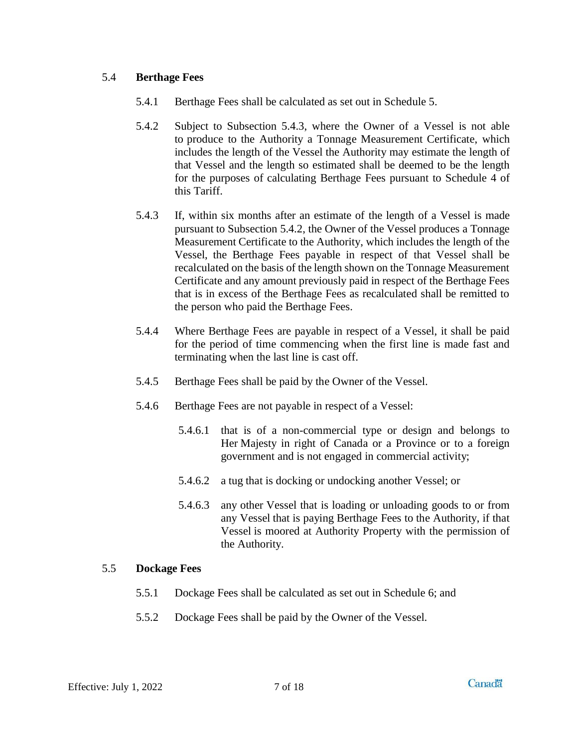## 5.4 **Berthage Fees**

5.4.1 Berthage Fees shall be calculated as set out in Schedule 5.

5.4.2 Subject to Subsection 5.4.3, where the Owner of a Vessel is not able to produce to the Authority a Tonnage Measurement Certificate, which includes the length of the Vessel the Authority may estimate the length of that Vessel and the length so estimated shall be deemed to be the length for the purposes of calculating Berthage Fees pursuant to Schedule 4 of this Tariff.

5.4.3 If, within six months after an estimate of the length of a Vessel is made pursuant to Subsection 5.4.2, the Owner of the Vessel produces a Tonnage Measurement Certificate to the Authority, which includes the length of the Vessel, the Berthage Fees payable in respect of that Vessel shall be recalculated on the basis of the length shown on the Tonnage Measurement Certificate and any amount previously paid in respect of the Berthage Fees that is in excess of the Berthage Fees as recalculated shall be remitted to the person who paid the Berthage Fees.

5.4.4 Where Berthage Fees are payable in respect of a Vessel, it shall be paid for the period of time commencing when the first line is made fast and terminating when the last line is cast off.

5.4.5 Berthage Fees shall be paid by the Owner of the Vessel.

5.4.6 Berthage Fees are not payable in respect of a Vessel:

5.4.6.1 that is of a non-commercial type or design and belongs to Her Majesty in right of Canada or a Province or to a foreign government and is not engaged in commercial activity;

5.4.6.2 a tug that is docking or undocking another Vessel; or

5.4.6.3 any other Vessel that is loading or unloading goods to or from any Vessel that is paying Berthage Fees to the Authority, if that Vessel is moored at Authority Property with the permission of the Authority.

## 5.5 **Dockage Fees**

5.5.1 Dockage Fees shall be calculated as set out in Schedule 6; and

5.5.2 Dockage Fees shall be paid by the Owner of the Vessel.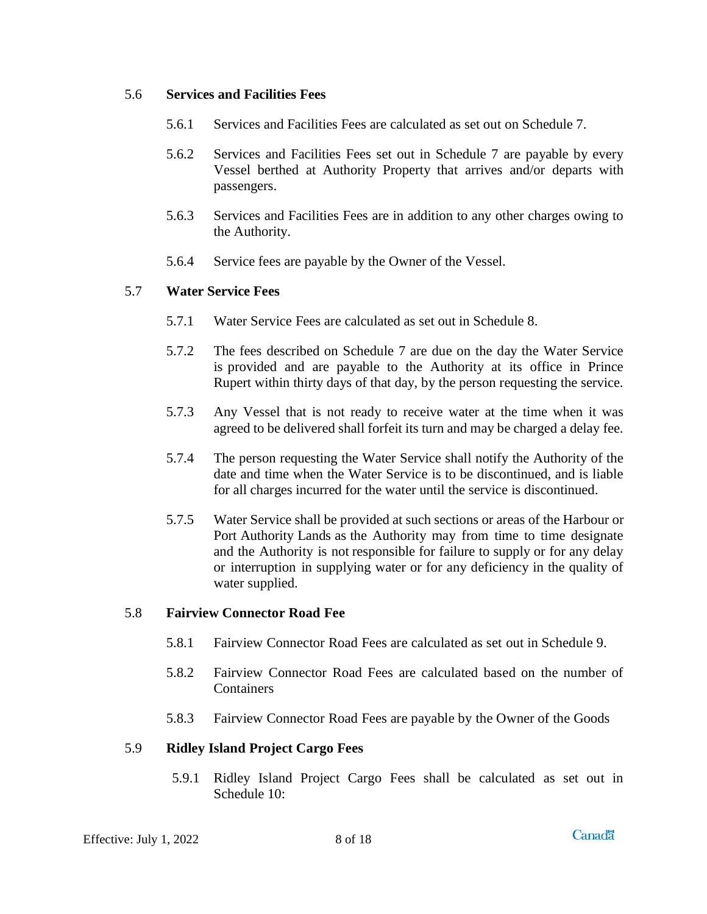## 5.6 Services and Facilities Fees

5.6.1 Services and Facilities Fees are calculated as set out on Schedule 7.

5.6.2 Services and Facilities Fees set out in Schedule 7 are payable by every Vessel berthed at Authority Property that arrives and/or departs with passengers.

5.6.3 Services and Facilities Fees are in addition to any other charges owing to the Authority.

5.6.4 Service fees are payable by the Owner of the Vessel.

## 5.7 Water Service Fees

5.7.1 Water Service Fees are calculated as set out in Schedule 8.

5.7.2 The fees described on Schedule 7 are due on the day the Water Service is provided and are payable to the Authority at its office in Prince Rupert within thirty days of that day, by the person requesting the service.

5.7.3 Any Vessel that is not ready to receive water at the time when it was agreed to be delivered shall forfeit its turn and may be charged a delay fee.

5.7.4 The person requesting the Water Service shall notify the Authority of the date and time when the Water Service is to be discontinued, and is liable for all charges incurred for the water until the service is discontinued.

5.7.5 Water Service shall be provided at such sections or areas of the Harbour or Port Authority Lands as the Authority may from time to time designate and the Authority is not responsible for failure to supply or for any delay or interruption in supplying water or for any deficiency in the quality of water supplied.

## 5.8 Fairview Connector Road Fee

5.8.1 Fairview Connector Road Fees are calculated as set out in Schedule 9.

5.8.2 Fairview Connector Road Fees are calculated based on the number of Containers

5.8.3 Fairview Connector Road Fees are payable by the Owner of the Goods

## 5.9 Ridley Island Project Cargo Fees

5.9.1 Ridley Island Project Cargo Fees shall be calculated as set out in Schedule 10: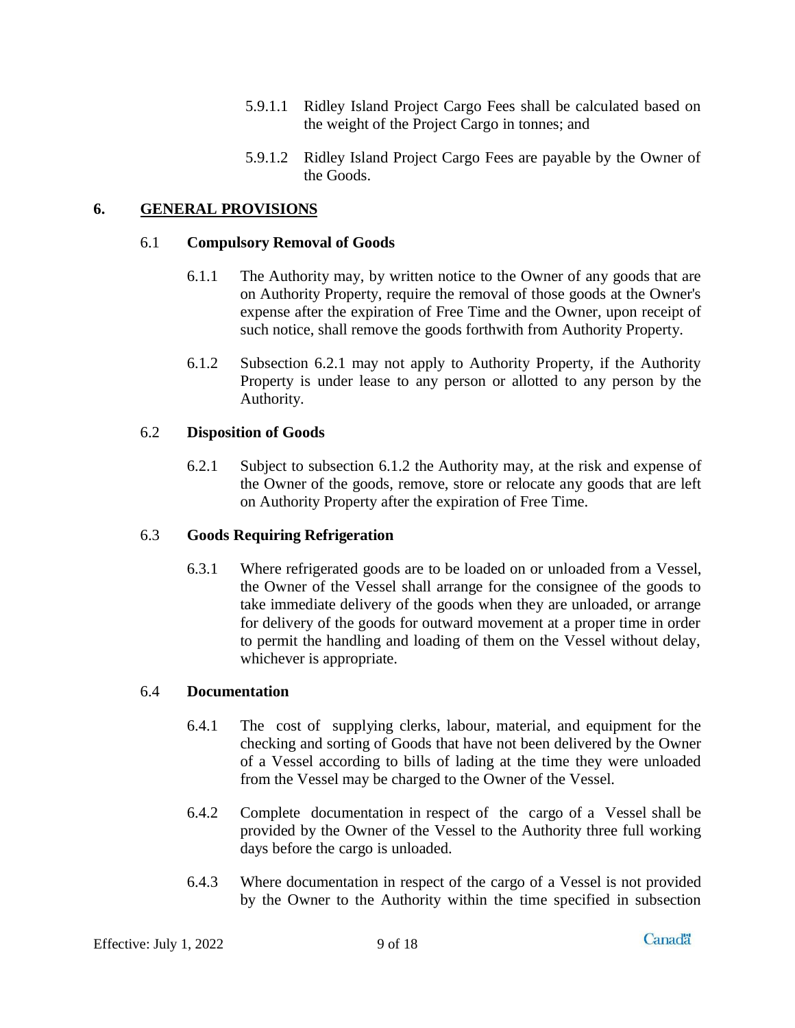5.9.1.1 Ridley Island Project Cargo Fees shall be calculated based on the weight of the Project Cargo in tonnes; and

5.9.1.2 Ridley Island Project Cargo Fees are payable by the Owner of the Goods.

## 6. GENERAL PROVISIONS

### 6.1 Compulsory Removal of Goods

6.1.1 The Authority may, by written notice to the Owner of any goods that are on Authority Property, require the removal of those goods at the Owner's expense after the expiration of Free Time and the Owner, upon receipt of such notice, shall remove the goods forthwith from Authority Property.

6.1.2 Subsection 6.2.1 may not apply to Authority Property, if the Authority Property is under lease to any person or allotted to any person by the Authority.

### 6.2 Disposition of Goods

6.2.1 Subject to subsection 6.1.2 the Authority may, at the risk and expense of the Owner of the goods, remove, store or relocate any goods that are left on Authority Property after the expiration of Free Time.

### 6.3 Goods Requiring Refrigeration

6.3.1 Where refrigerated goods are to be loaded on or unloaded from a Vessel, the Owner of the Vessel shall arrange for the consignee of the goods to take immediate delivery of the goods when they are unloaded, or arrange for delivery of the goods for outward movement at a proper time in order to permit the handling and loading of them on the Vessel without delay, whichever is appropriate.

### 6.4 Documentation

6.4.1 The cost of supplying clerks, labour, material, and equipment for the checking and sorting of Goods that have not been delivered by the Owner of a Vessel according to bills of lading at the time they were unloaded from the Vessel may be charged to the Owner of the Vessel.

6.4.2 Complete documentation in respect of the cargo of a Vessel shall be provided by the Owner of the Vessel to the Authority three full working days before the cargo is unloaded.

6.4.3 Where documentation in respect of the cargo of a Vessel is not provided by the Owner to the Authority within the time specified in subsection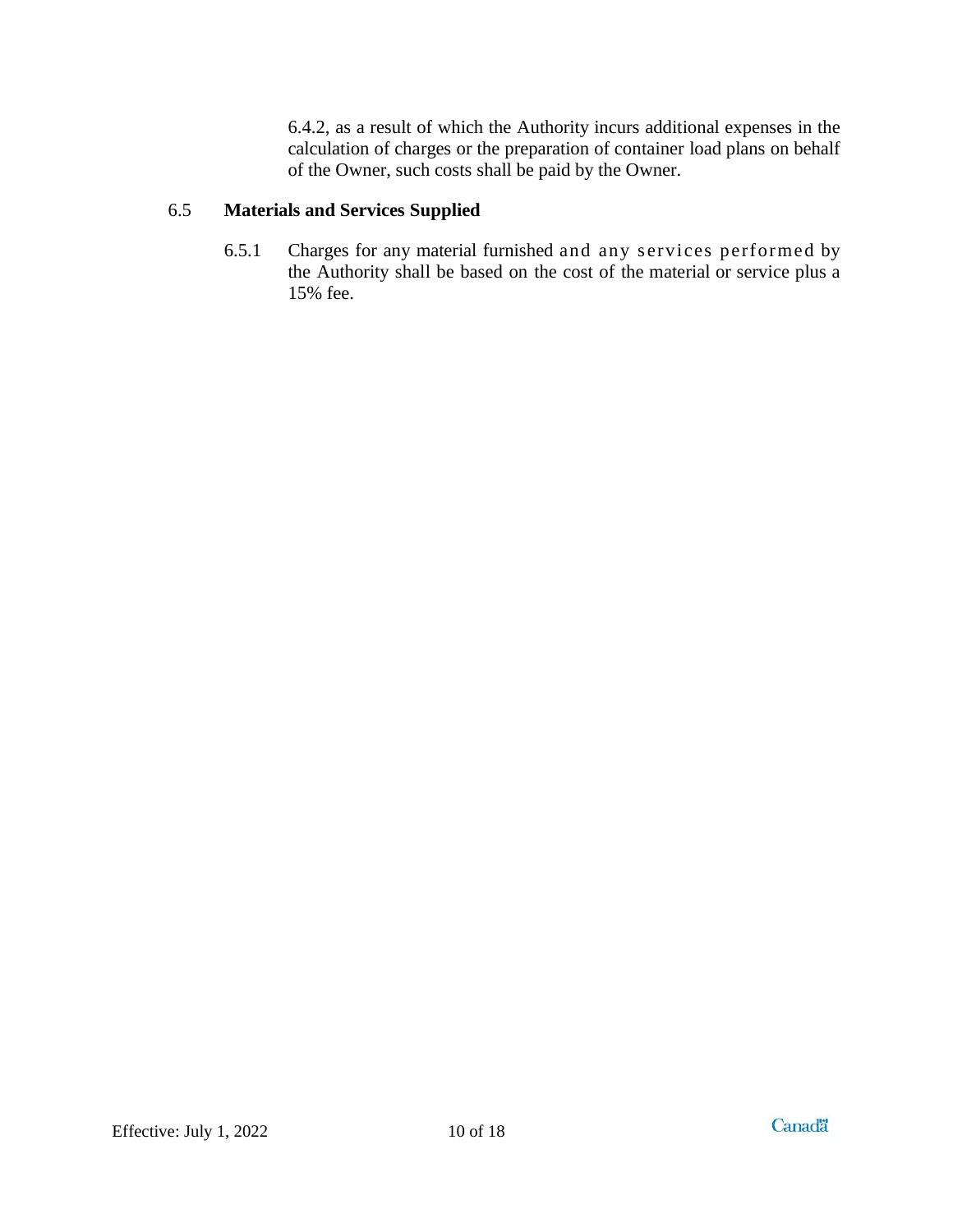6.4.2, as a result of which the Authority incurs additional expenses in the calculation of charges or the preparation of container load plans on behalf of the Owner, such costs shall be paid by the Owner.

### 6.5 Materials and Services Supplied

6.5.1 Charges for any material furnished and any services performed by the Authority shall be based on the cost of the material or service plus a 15% fee.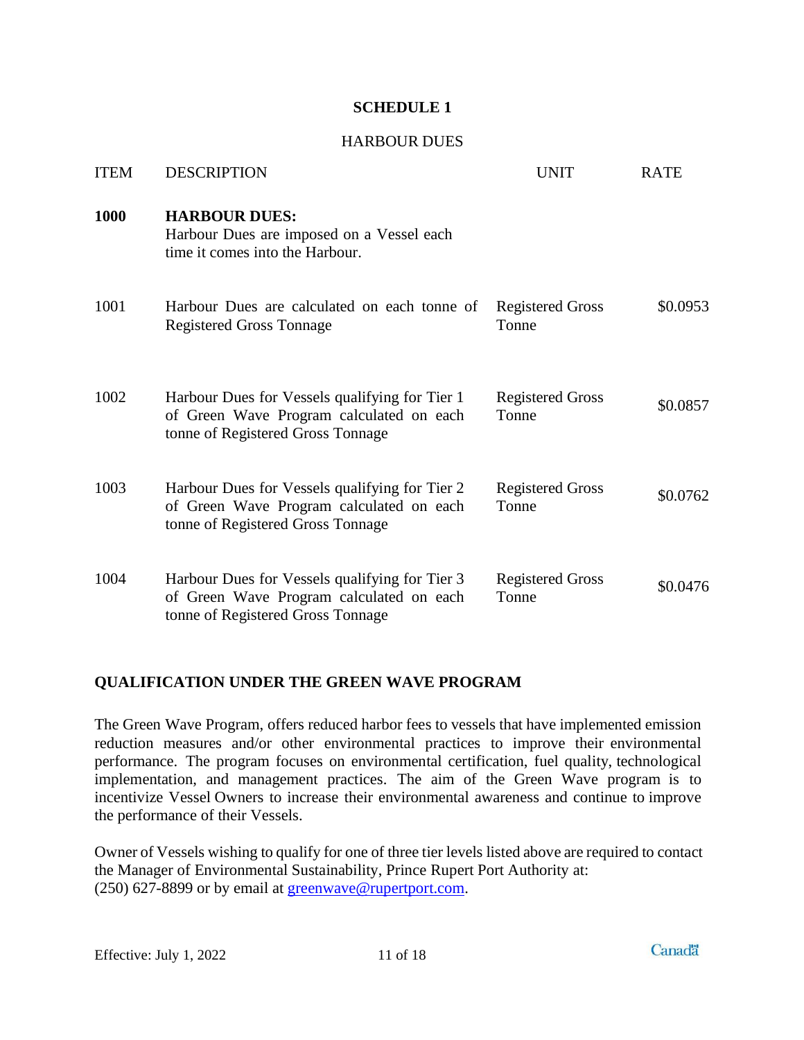# SCHEDULE 1

## HARBOUR DUES

| ITEM | DESCRIPTION | UNIT | RATE |
|---|---|---|---|
| **1000** | **HARBOUR DUES:** Harbour Dues are imposed on a Vessel each time it comes into the Harbour. | | |
| 1001 | Harbour Dues are calculated on each tonne of Registered Gross Tonnage | Registered Gross Tonne | $0.0953 |
| 1002 | Harbour Dues for Vessels qualifying for Tier 1 of Green Wave Program calculated on each tonne of Registered Gross Tonnage | Registered Gross Tonne | $0.0857 |
| 1003 | Harbour Dues for Vessels qualifying for Tier 2 of Green Wave Program calculated on each tonne of Registered Gross Tonnage | Registered Gross Tonne | $0.0762 |
| 1004 | Harbour Dues for Vessels qualifying for Tier 3 of Green Wave Program calculated on each tonne of Registered Gross Tonnage | Registered Gross Tonne | $0.0476 |

### QUALIFICATION UNDER THE GREEN WAVE PROGRAM

The Green Wave Program, offers reduced harbor fees to vessels that have implemented emission reduction measures and/or other environmental practices to improve their environmental performance. The program focuses on environmental certification, fuel quality, technological implementation, and management practices. The aim of the Green Wave program is to incentivize Vessel Owners to increase their environmental awareness and continue to improve the performance of their Vessels.

Owner of Vessels wishing to qualify for one of three tier levels listed above are required to contact the Manager of Environmental Sustainability, Prince Rupert Port Authority at:
(250) 627-8899 or by email at greenwave@rupertport.com.

Effective: July 1, 2022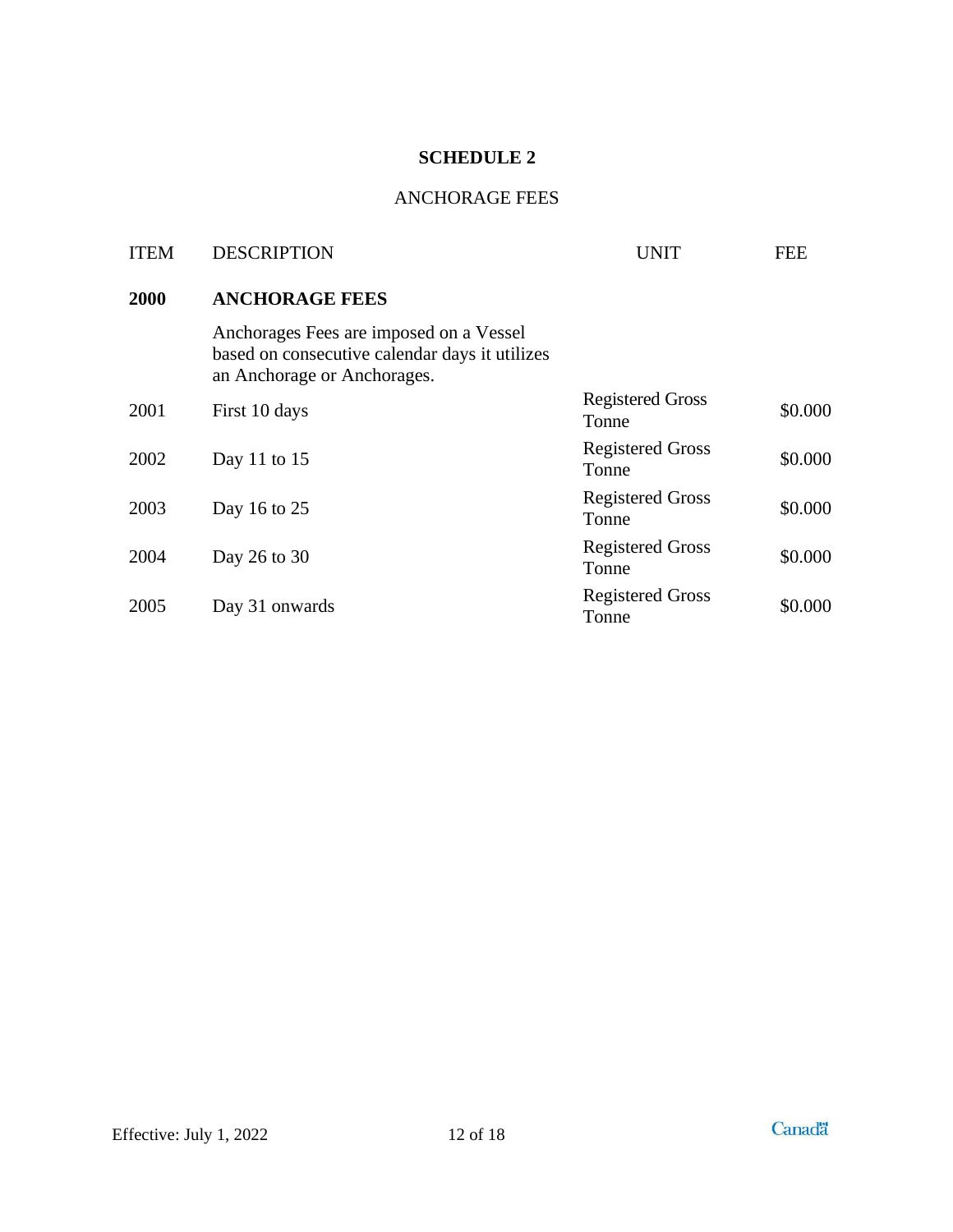# SCHEDULE 2

ANCHORAGE FEES

| ITEM | DESCRIPTION | UNIT | FEE |
|---|---|---|---|
| **2000** | **ANCHORAGE FEES** | | |
| | Anchorages Fees are imposed on a Vessel based on consecutive calendar days it utilizes an Anchorage or Anchorages. | | |
| 2001 | First 10 days | Registered Gross Tonne | $0.000 |
| 2002 | Day 11 to 15 | Registered Gross Tonne | $0.000 |
| 2003 | Day 16 to 25 | Registered Gross Tonne | $0.000 |
| 2004 | Day 26 to 30 | Registered Gross Tonne | $0.000 |
| 2005 | Day 31 onwards | Registered Gross Tonne | $0.000 |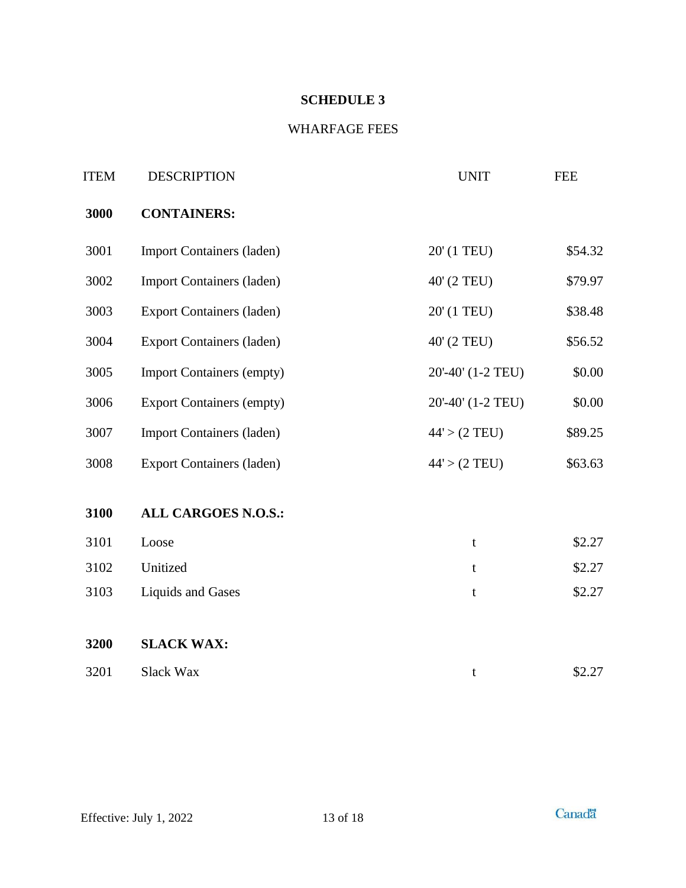# SCHEDULE 3

## WHARFAGE FEES

| ITEM | DESCRIPTION | UNIT | FEE |
|---|---|---|---|
| **3000** | **CONTAINERS:** | | |
| 3001 | Import Containers (laden) | 20' (1 TEU) | $54.32 |
| 3002 | Import Containers (laden) | 40' (2 TEU) | $79.97 |
| 3003 | Export Containers (laden) | 20' (1 TEU) | $38.48 |
| 3004 | Export Containers (laden) | 40' (2 TEU) | $56.52 |
| 3005 | Import Containers (empty) | 20'-40' (1-2 TEU) | $0.00 |
| 3006 | Export Containers (empty) | 20'-40' (1-2 TEU) | $0.00 |
| 3007 | Import Containers (laden) | 44' > (2 TEU) | $89.25 |
| 3008 | Export Containers (laden) | 44' > (2 TEU) | $63.63 |
| **3100** | **ALL CARGOES N.O.S.:** | | |
| 3101 | Loose | t | $2.27 |
| 3102 | Unitized | t | $2.27 |
| 3103 | Liquids and Gases | t | $2.27 |
| **3200** | **SLACK WAX:** | | |
| 3201 | Slack Wax | t | $2.27 |

Effective: July 1, 2022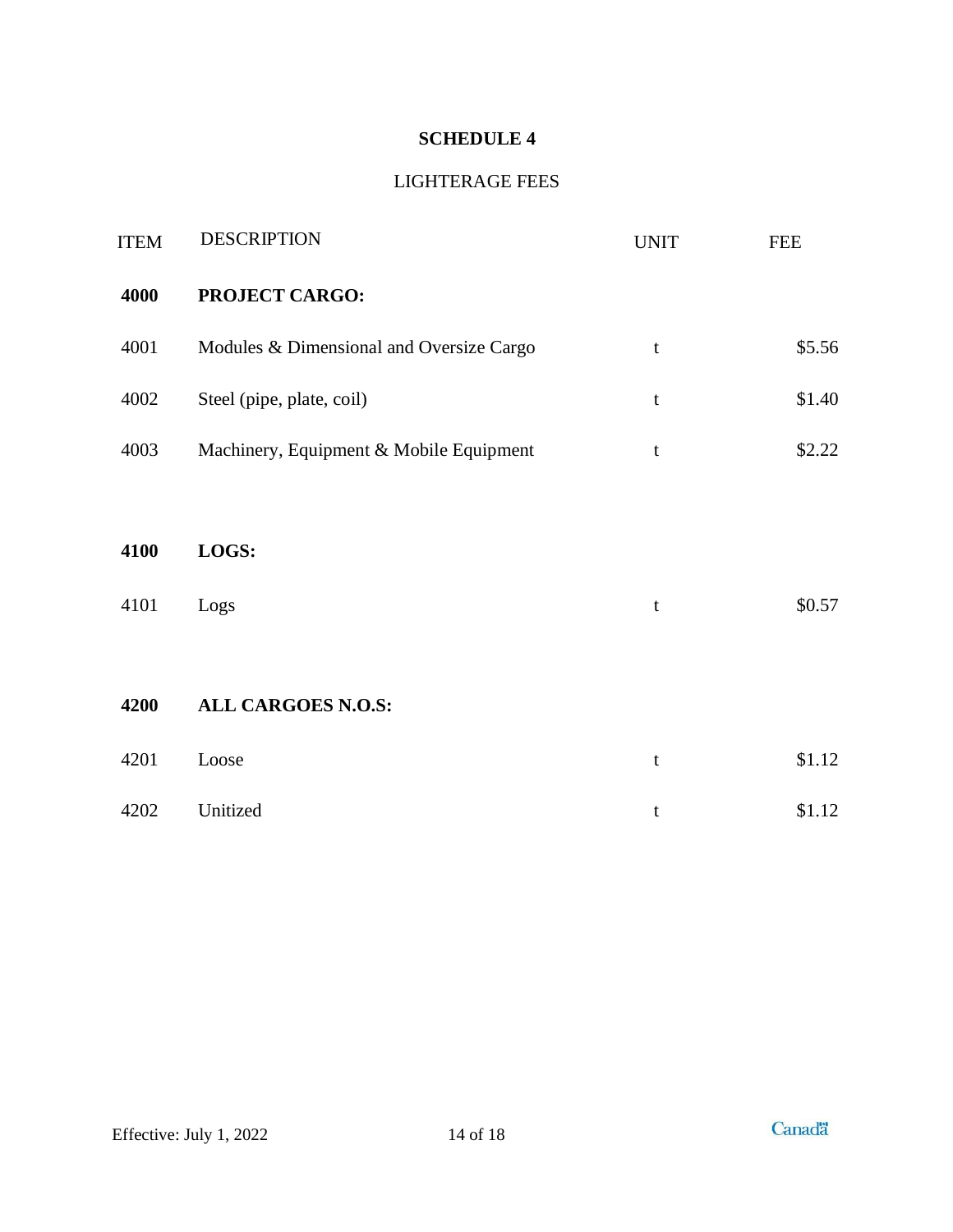# SCHEDULE 4

## LIGHTERAGE FEES

| ITEM | DESCRIPTION | UNIT | FEE |
|---|---|---|---|
| **4000** | **PROJECT CARGO:** | | |
| 4001 | Modules & Dimensional and Oversize Cargo | t | $5.56 |
| 4002 | Steel (pipe, plate, coil) | t | $1.40 |
| 4003 | Machinery, Equipment & Mobile Equipment | t | $2.22 |
| **4100** | **LOGS:** | | |
| 4101 | Logs | t | $0.57 |
| **4200** | **ALL CARGOES N.O.S:** | | |
| 4201 | Loose | t | $1.12 |
| 4202 | Unitized | t | $1.12 |

Effective: July 1, 2022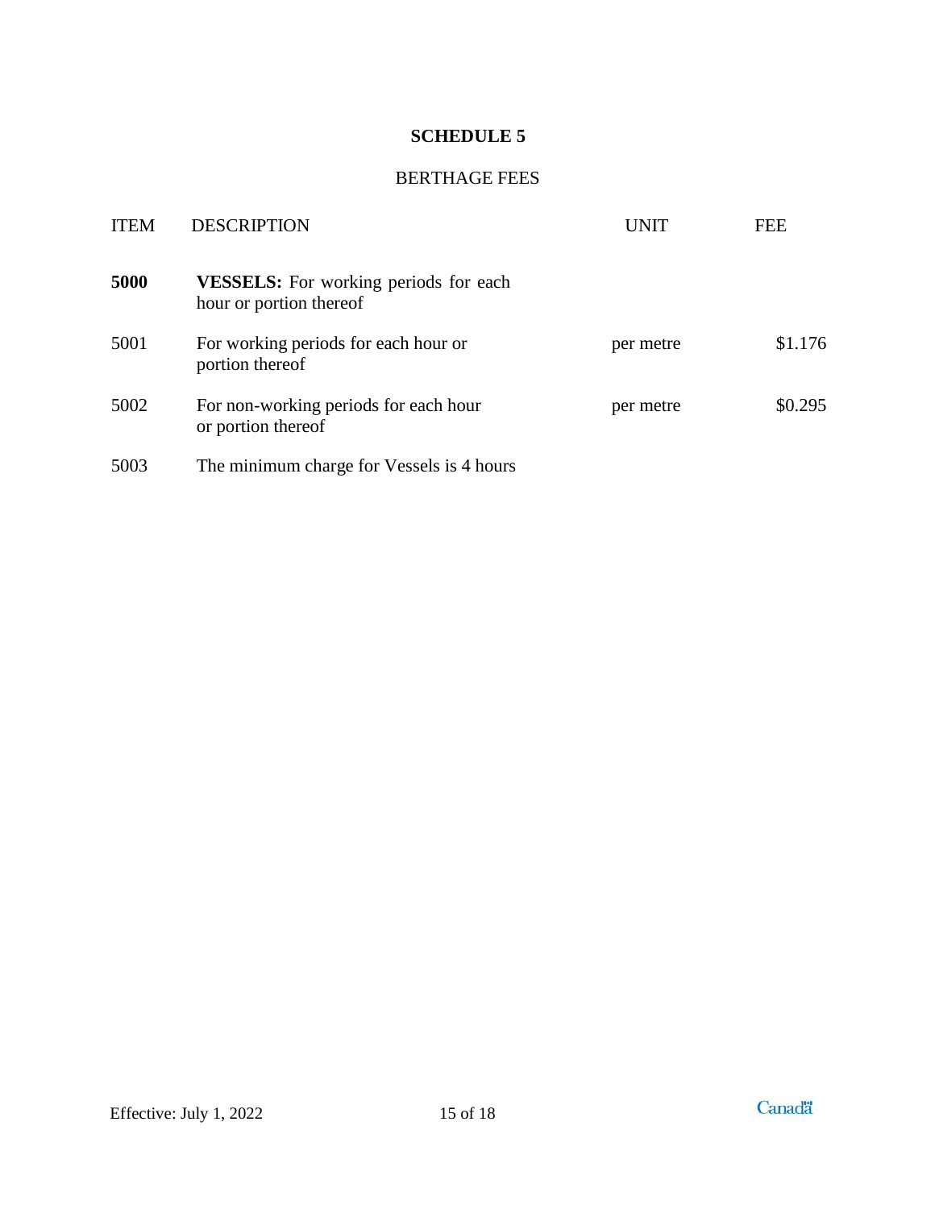# SCHEDULE 5

## BERTHAGE FEES

| ITEM | DESCRIPTION | UNIT | FEE |
|---|---|---|---|
| **5000** | **VESSELS:** For working periods for each hour or portion thereof | | |
| 5001 | For working periods for each hour or portion thereof | per metre | $1.176 |
| 5002 | For non-working periods for each hour or portion thereof | per metre | $0.295 |
| 5003 | The minimum charge for Vessels is 4 hours | | |

Effective: July 1, 2022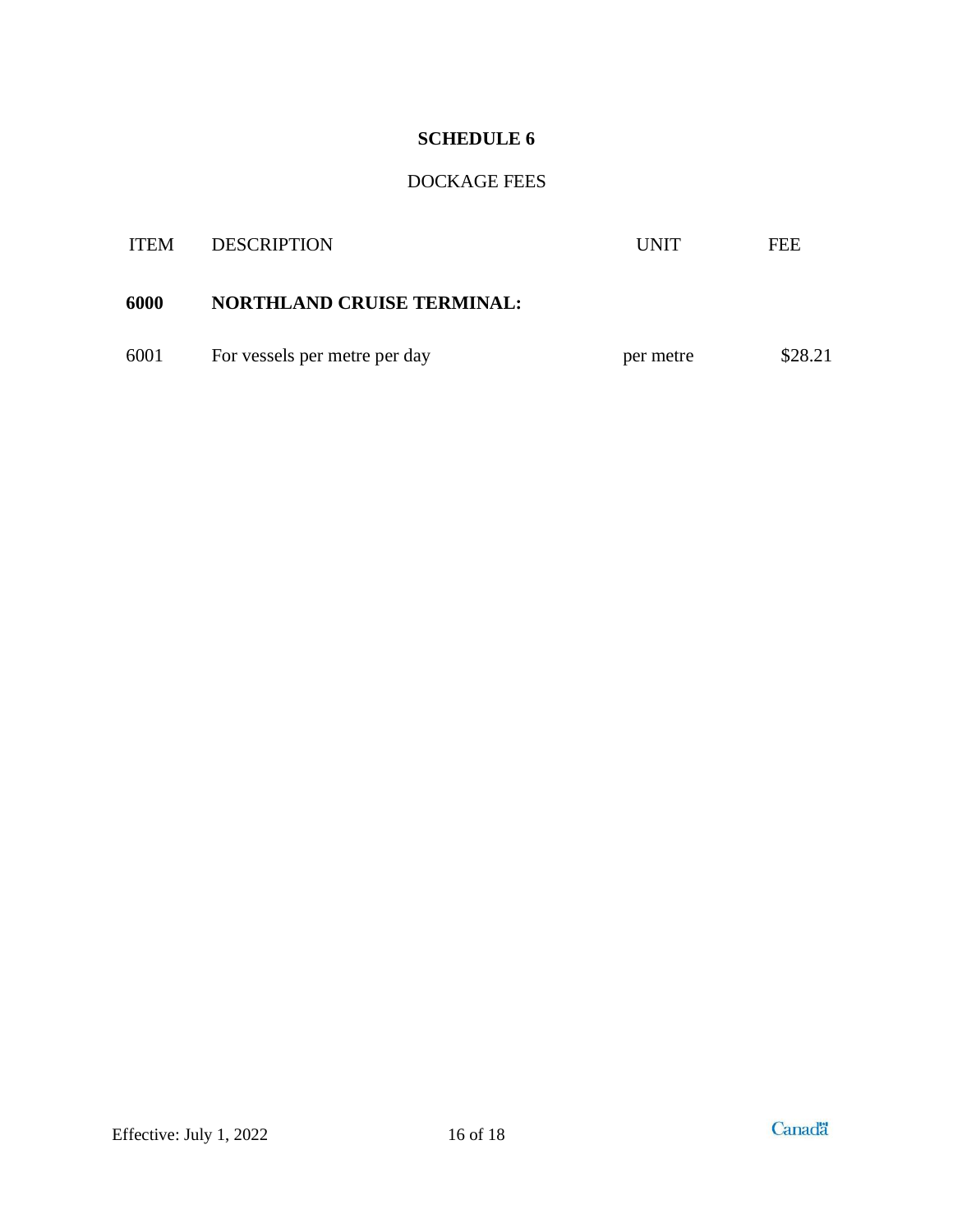# SCHEDULE 6

## DOCKAGE FEES

| ITEM | DESCRIPTION | UNIT | FEE |
|---|---|---|---|
| **6000** | **NORTHLAND CRUISE TERMINAL:** | | |
| 6001 | For vessels per metre per day | per metre | $28.21 |

Effective: July 1, 2022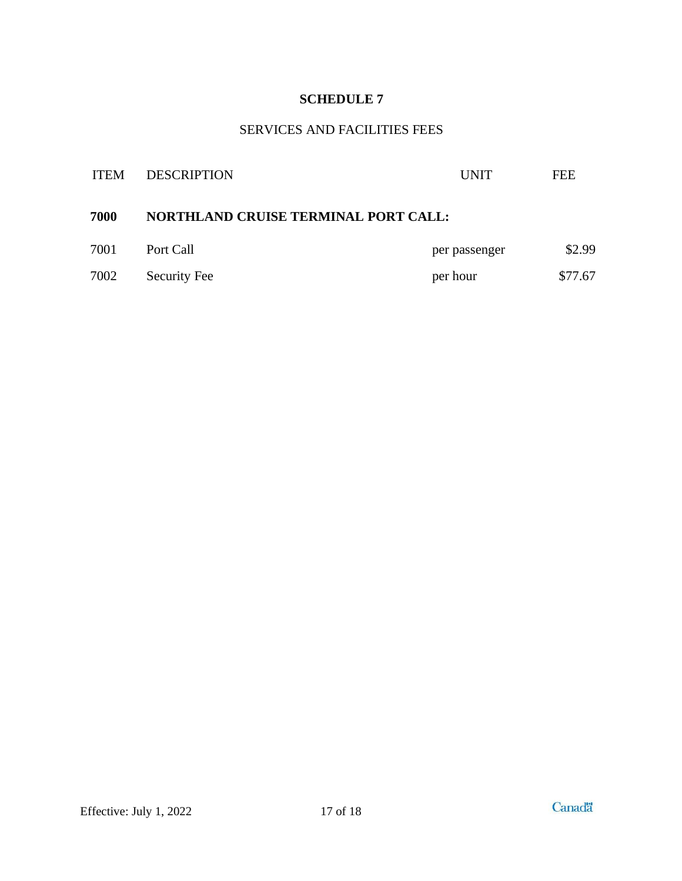# SCHEDULE 7

## SERVICES AND FACILITIES FEES

| ITEM | DESCRIPTION | UNIT | FEE |
|---|---|---|---|
| **7000** | **NORTHLAND CRUISE TERMINAL PORT CALL:** | | |
| 7001 | Port Call | per passenger | $2.99 |
| 7002 | Security Fee | per hour | $77.67 |

Effective: July 1, 2022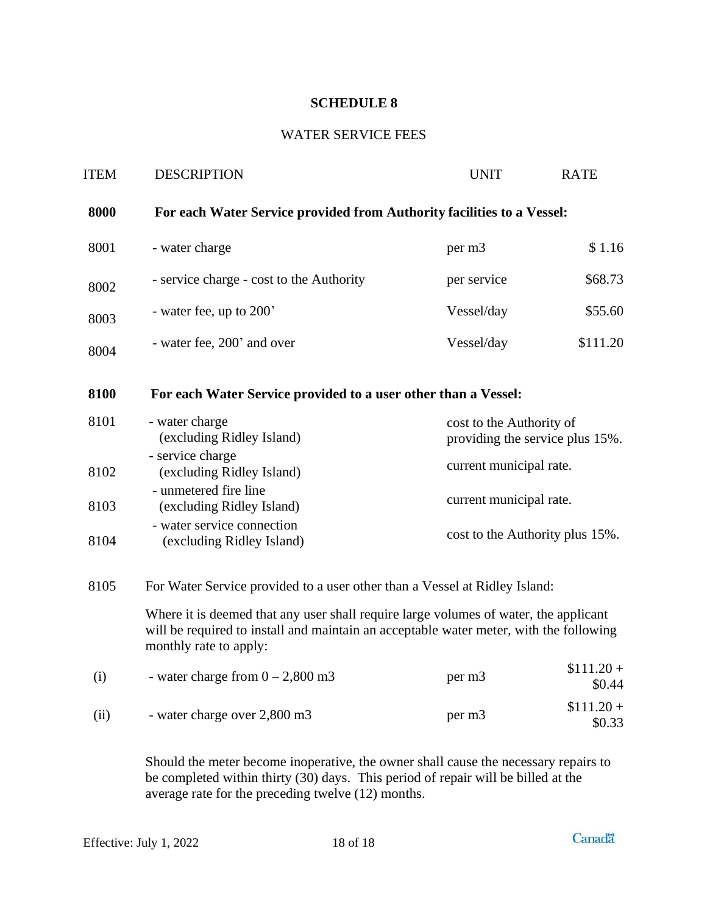# SCHEDULE 8

## WATER SERVICE FEES

| ITEM | DESCRIPTION | UNIT | RATE |
|---|---|---|---|
| **8000** | **For each Water Service provided from Authority facilities to a Vessel:** | | |
| 8001 | - water charge | per m3 | $ 1.16 |
| 8002 | - service charge - cost to the Authority | per service | $68.73 |
| 8003 | - water fee, up to 200’ | Vessel/day | $55.60 |
| 8004 | - water fee, 200’ and over | Vessel/day | $111.20 |
| **8100** | **For each Water Service provided to a user other than a Vessel:** | | |
| 8101 | - water charge (excluding Ridley Island) | cost to the Authority of providing the service plus 15%. | |
| 8102 | - service charge (excluding Ridley Island) | current municipal rate. | |
| 8103 | - unmetered fire line (excluding Ridley Island) | current municipal rate. | |
| 8104 | - water service connection (excluding Ridley Island) | cost to the Authority plus 15%. | |
| 8105 | For Water Service provided to a user other than a Vessel at Ridley Island: | | |
| | Where it is deemed that any user shall require large volumes of water, the applicant will be required to install and maintain an acceptable water meter, with the following monthly rate to apply: | | |
| (i) | - water charge from 0 – 2,800 m3 | per m3 | $111.20 + $0.44 |
| (ii) | - water charge over 2,800 m3 | per m3 | $111.20 + $0.33 |

Should the meter become inoperative, the owner shall cause the necessary repairs to be completed within thirty (30) days. This period of repair will be billed at the average rate for the preceding twelve (12) months.

Effective: July 1, 2022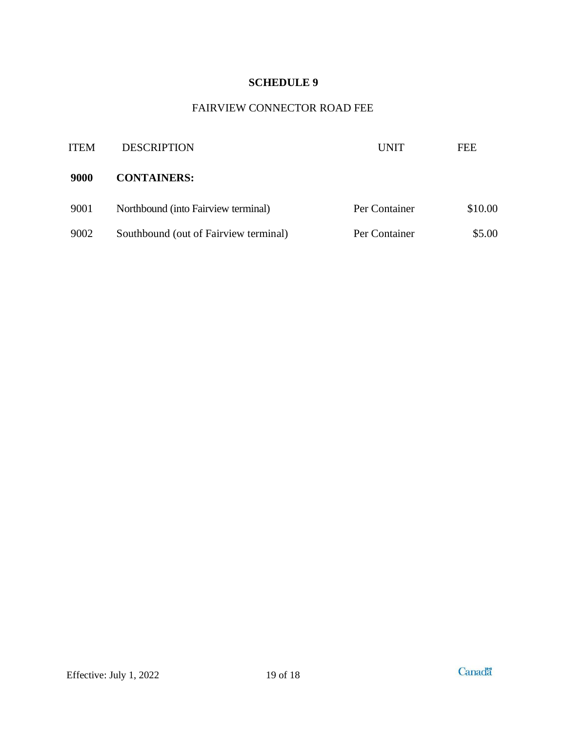# SCHEDULE 9

## FAIRVIEW CONNECTOR ROAD FEE

| ITEM | DESCRIPTION | UNIT | FEE |
|---|---|---|---|
| **9000** | **CONTAINERS:** | | |
| 9001 | Northbound (into Fairview terminal) | Per Container | $10.00 |
| 9002 | Southbound (out of Fairview terminal) | Per Container | $5.00 |

Effective: July 1, 2022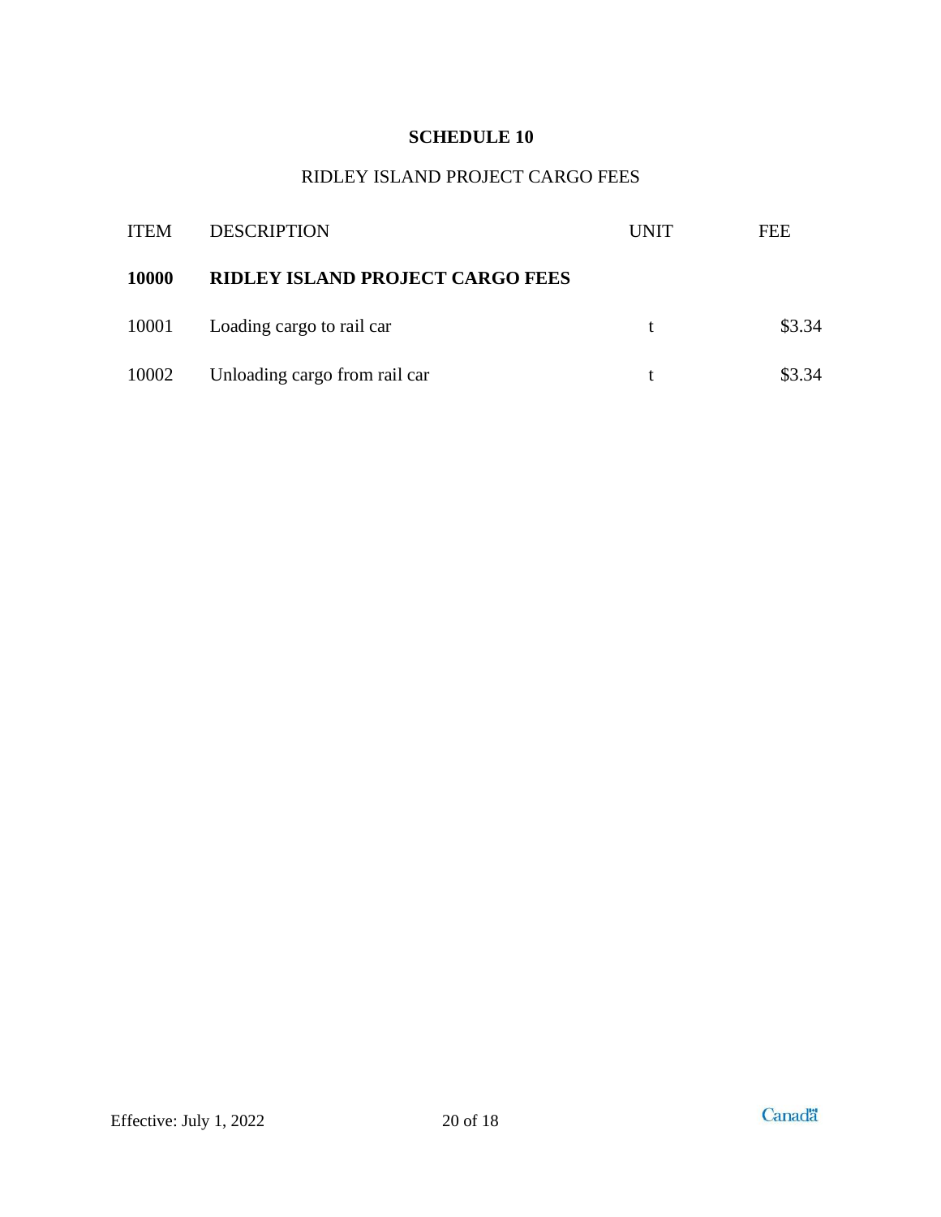# SCHEDULE 10

## RIDLEY ISLAND PROJECT CARGO FEES

| ITEM | DESCRIPTION | UNIT | FEE |
|---|---|---|---|
| **10000** | **RIDLEY ISLAND PROJECT CARGO FEES** | | |
| 10001 | Loading cargo to rail car | t | $3.34 |
| 10002 | Unloading cargo from rail car | t | $3.34 |

Effective: July 1, 2022